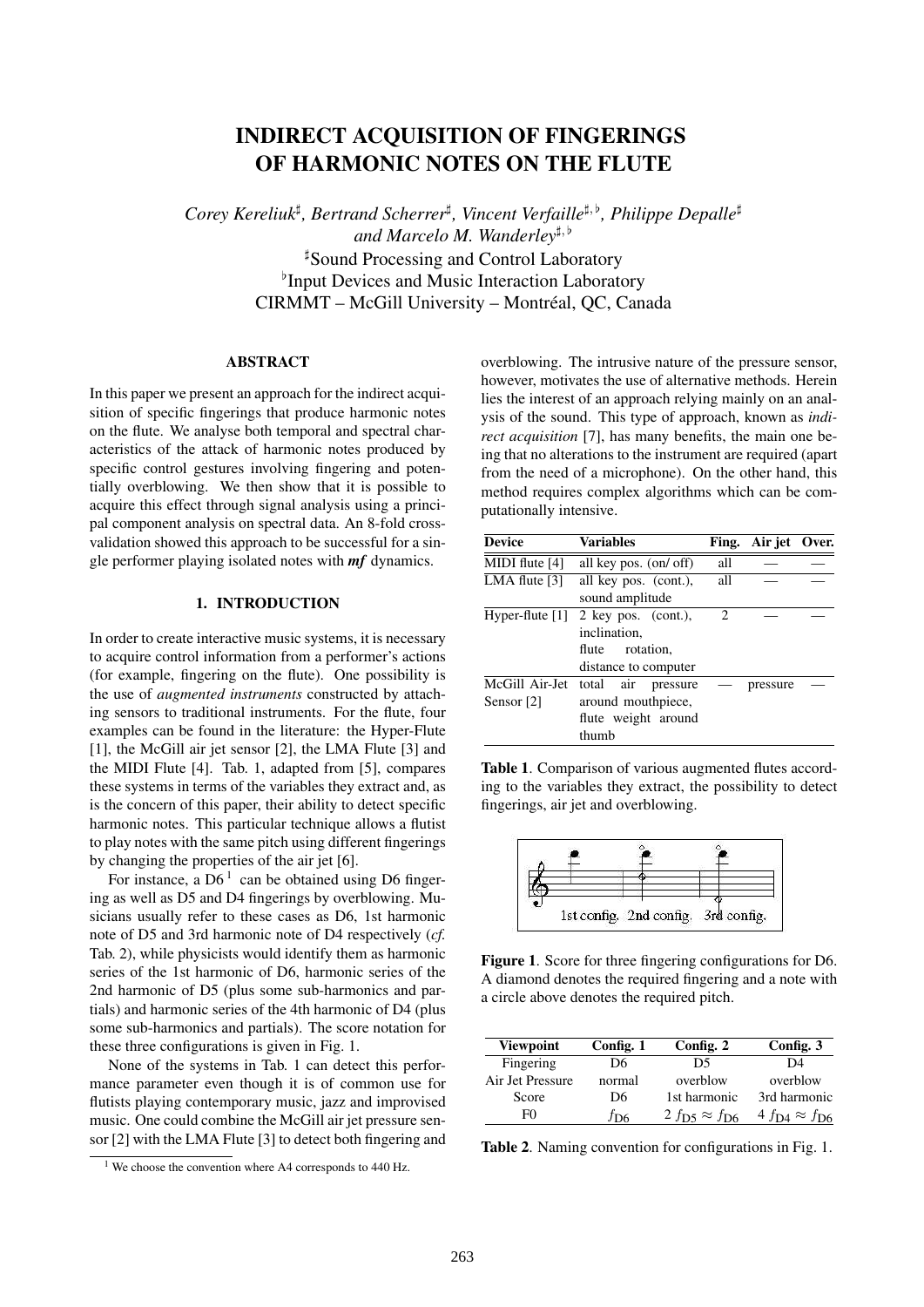# INDIRECT ACQUISITION OF FINGERINGS OF HARMONIC NOTES ON THE FLUTE

*Corey Kereliuk*[♯], *Bertrand Scherrer*[♯], *Vincent Verfaille*[♯,♭], *Philippe Depalle*[♯] *and Marcelo M. Wanderley*[♯,♭]

[♯]Sound Processing and Control Laboratory
[♭]Input Devices and Music Interaction Laboratory
CIRMMT – McGill University – Montréal, QC, Canada

## ABSTRACT

In this paper we present an approach for the indirect acquisition of specific fingerings that produce harmonic notes on the flute. We analyse both temporal and spectral characteristics of the attack of harmonic notes produced by specific control gestures involving fingering and potentially overblowing. We then show that it is possible to acquire this effect through signal analysis using a principal component analysis on spectral data. An 8-fold cross-validation showed this approach to be successful for a single performer playing isolated notes with ***mf*** dynamics.

## 1. INTRODUCTION

In order to create interactive music systems, it is necessary to acquire control information from a performer's actions (for example, fingering on the flute). One possibility is the use of *augmented instruments* constructed by attaching sensors to traditional instruments. For the flute, four examples can be found in the literature: the Hyper-Flute [1], the McGill air jet sensor [2], the LMA Flute [3] and the MIDI Flute [4]. Tab. 1, adapted from [5], compares these systems in terms of the variables they extract and, as is the concern of this paper, their ability to detect specific harmonic notes. This particular technique allows a flutist to play notes with the same pitch using different fingerings by changing the properties of the air jet [6].

For instance, a D6 [1] can be obtained using D6 fingering as well as D5 and D4 fingerings by overblowing. Musicians usually refer to these cases as D6, 1st harmonic note of D5 and 3rd harmonic note of D4 respectively (*cf.* Tab. 2), while physicists would identify them as harmonic series of the 1st harmonic of D6, harmonic series of the 2nd harmonic of D5 (plus some sub-harmonics and partials) and harmonic series of the 4th harmonic of D4 (plus some sub-harmonics and partials). The score notation for these three configurations is given in Fig. 1.

None of the systems in Tab. 1 can detect this performance parameter even though it is of common use for flutists playing contemporary music, jazz and improvised music. One could combine the McGill air jet pressure sensor [2] with the LMA Flute [3] to detect both fingering and overblowing. The intrusive nature of the pressure sensor, however, motivates the use of alternative methods. Herein lies the interest of an approach relying mainly on an analysis of the sound. This type of approach, known as *indirect acquisition* [7], has many benefits, the main one being that no alterations to the instrument are required (apart from the need of a microphone). On the other hand, this method requires complex algorithms which can be computationally intensive.

[1] We choose the convention where A4 corresponds to 440 Hz.

| Device | Variables | Fing. | Air jet | Over. |
|---|---|---|---|---|
| MIDI flute [4] | all key pos. (on/ off) | all | — | — |
| LMA flute [3] | all key pos. (cont.), sound amplitude | all | — | — |
| Hyper-flute [1] | 2 key pos. (cont.), inclination, flute rotation, distance to computer | 2 | — | — |
| McGill Air-Jet Sensor [2] | total air pressure around mouthpiece, flute weight around thumb | — | pressure | — |

**Table 1**. Comparison of various augmented flutes according to the variables they extract, the possibility to detect fingerings, air jet and overblowing.

**Figure 1**. Score for three fingering configurations for D6. A diamond denotes the required fingering and a note with a circle above denotes the required pitch.

| Viewpoint | Config. 1 | Config. 2 | Config. 3 |
|---|---|---|---|
| Fingering | D6 | D5 | D4 |
| Air Jet Pressure | normal | overblow | overblow |
| Score | D6 | 1st harmonic | 3rd harmonic |
| F0 | $f_{\mathrm{D6}}$ | $2\,f_{\mathrm{D5}} \approx f_{\mathrm{D6}}$ | $4\,f_{\mathrm{D4}} \approx f_{\mathrm{D6}}$ |

**Table 2**. Naming convention for configurations in Fig. 1.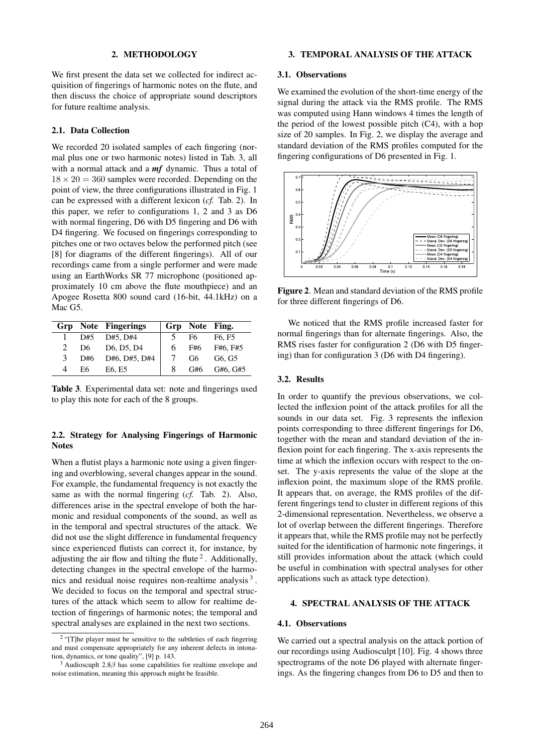## 2. METHODOLOGY

We first present the data set we collected for indirect acquisition of fingerings of harmonic notes on the flute, and then discuss the choice of appropriate sound descriptors for future realtime analysis.

### 2.1. Data Collection

We recorded 20 isolated samples of each fingering (normal plus one or two harmonic notes) listed in Tab. 3, all with a normal attack and a ***mf*** dynamic. Thus a total of $18 \times 20 = 360$ samples were recorded. Depending on the point of view, the three configurations illustrated in Fig. 1 can be expressed with a different lexicon (*cf.* Tab. 2). In this paper, we refer to configurations 1, 2 and 3 as D6 with normal fingering, D6 with D5 fingering and D6 with D4 fingering. We focused on fingerings corresponding to pitches one or two octaves below the performed pitch (see [8] for diagrams of the different fingerings). All of our recordings came from a single performer and were made using an EarthWorks SR 77 microphone (positioned approximately 10 cm above the flute mouthpiece) and an Apogee Rosetta 800 sound card (16-bit, 44.1kHz) on a Mac G5.

| Grp | Note | Fingerings | Grp | Note | Fing. |
|---|---|---|---|---|---|
| 1 | D#5 | D#5, D#4 | 5 | F6 | F6, F5 |
| 2 | D6 | D6, D5, D4 | 6 | F#6 | F#6, F#5 |
| 3 | D#6 | D#6, D#5, D#4 | 7 | G6 | G6, G5 |
| 4 | E6 | E6, E5 | 8 | G#6 | G#6, G#5 |

**Table 3**. Experimental data set: note and fingerings used to play this note for each of the 8 groups.

### 2.2. Strategy for Analysing Fingerings of Harmonic Notes

When a flutist plays a harmonic note using a given fingering and overblowing, several changes appear in the sound. For example, the fundamental frequency is not exactly the same as with the normal fingering (*cf.* Tab. 2). Also, differences arise in the spectral envelope of both the harmonic and residual components of the sound, as well as in the temporal and spectral structures of the attack. We did not use the slight difference in fundamental frequency since experienced flutists can correct it, for instance, by adjusting the air flow and tilting the flute [2]. Additionally, detecting changes in the spectral envelope of the harmonics and residual noise requires non-realtime analysis [3]. We decided to focus on the temporal and spectral structures of the attack which seem to allow for realtime detection of fingerings of harmonic notes; the temporal and spectral analyses are explained in the next two sections.

[2] "[T]he player must be sensitive to the subtleties of each fingering and must compensate appropriately for any inherent defects in intonation, dynamics, or tone quality", [9] p. 143.

[3] Audioscuplt 2.8/$\beta$ has some capabilities for realtime envelope and noise estimation, meaning this approach might be feasible.

## 3. TEMPORAL ANALYSIS OF THE ATTACK

### 3.1. Observations

We examined the evolution of the short-time energy of the signal during the attack via the RMS profile. The RMS was computed using Hann windows 4 times the length of the period of the lowest possible pitch (C4), with a hop size of 20 samples. In Fig. 2, we display the average and standard deviation of the RMS profiles computed for the fingering configurations of D6 presented in Fig. 1.

**Figure 2**. Mean and standard deviation of the RMS profile for three different fingerings of D6.

We noticed that the RMS profile increased faster for normal fingerings than for alternate fingerings. Also, the RMS rises faster for configuration 2 (D6 with D5 fingering) than for configuration 3 (D6 with D4 fingering).

### 3.2. Results

In order to quantify the previous observations, we collected the inflexion point of the attack profiles for all the sounds in our data set. Fig. 3 represents the inflexion points corresponding to three different fingerings for D6, together with the mean and standard deviation of the inflexion point for each fingering. The x-axis represents the time at which the inflexion occurs with respect to the onset. The y-axis represents the value of the slope at the inflexion point, the maximum slope of the RMS profile. It appears that, on average, the RMS profiles of the different fingerings tend to cluster in different regions of this 2-dimensional representation. Nevertheless, we observe a lot of overlap between the different fingerings. Therefore it appears that, while the RMS profile may not be perfectly suited for the identification of harmonic note fingerings, it still provides information about the attack (which could be useful in combination with spectral analyses for other applications such as attack type detection).

## 4. SPECTRAL ANALYSIS OF THE ATTACK

### 4.1. Observations

We carried out a spectral analysis on the attack portion of our recordings using Audiosculpt [10]. Fig. 4 shows three spectrograms of the note D6 played with alternate fingerings. As the fingering changes from D6 to D5 and then to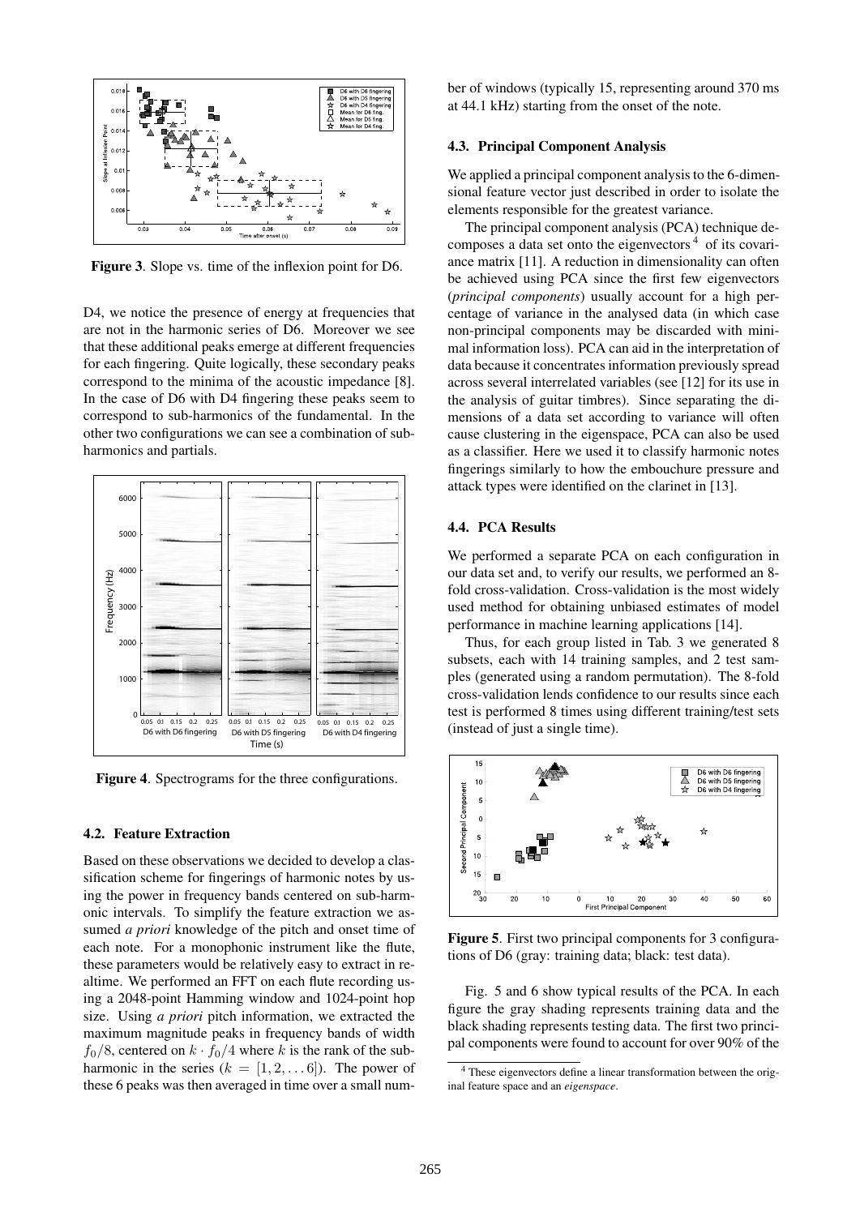**Figure 3**. Slope vs. time of the inflexion point for D6.

D4, we notice the presence of energy at frequencies that are not in the harmonic series of D6. Moreover we see that these additional peaks emerge at different frequencies for each fingering. Quite logically, these secondary peaks correspond to the minima of the acoustic impedance [8]. In the case of D6 with D4 fingering these peaks seem to correspond to sub-harmonics of the fundamental. In the other two configurations we can see a combination of sub-harmonics and partials.

**Figure 4**. Spectrograms for the three configurations.

### 4.2. Feature Extraction

Based on these observations we decided to develop a classification scheme for fingerings of harmonic notes by using the power in frequency bands centered on sub-harmonic intervals. To simplify the feature extraction we assumed *a priori* knowledge of the pitch and onset time of each note. For a monophonic instrument like the flute, these parameters would be relatively easy to extract in realtime. We performed an FFT on each flute recording using a 2048-point Hamming window and 1024-point hop size. Using *a priori* pitch information, we extracted the maximum magnitude peaks in frequency bands of width $f_0/8$, centered on $k \cdot f_0/4$ where $k$ is the rank of the sub-harmonic in the series ($k = [1, 2, \ldots 6]$). The power of these 6 peaks was then averaged in time over a small number of windows (typically 15, representing around 370 ms at 44.1 kHz) starting from the onset of the note.

### 4.3. Principal Component Analysis

We applied a principal component analysis to the 6-dimensional feature vector just described in order to isolate the elements responsible for the greatest variance.

The principal component analysis (PCA) technique decomposes a data set onto the eigenvectors [4] of its covariance matrix [11]. A reduction in dimensionality can often be achieved using PCA since the first few eigenvectors (*principal components*) usually account for a high percentage of variance in the analysed data (in which case non-principal components may be discarded with minimal information loss). PCA can aid in the interpretation of data because it concentrates information previously spread across several interrelated variables (see [12] for its use in the analysis of guitar timbres). Since separating the dimensions of a data set according to variance will often cause clustering in the eigenspace, PCA can also be used as a classifier. Here we used it to classify harmonic notes fingerings similarly to how the embouchure pressure and attack types were identified on the clarinet in [13].

### 4.4. PCA Results

We performed a separate PCA on each configuration in our data set and, to verify our results, we performed an 8-fold cross-validation. Cross-validation is the most widely used method for obtaining unbiased estimates of model performance in machine learning applications [14].

Thus, for each group listed in Tab. 3 we generated 8 subsets, each with 14 training samples, and 2 test samples (generated using a random permutation). The 8-fold cross-validation lends confidence to our results since each test is performed 8 times using different training/test sets (instead of just a single time).

**Figure 5**. First two principal components for 3 configurations of D6 (gray: training data; black: test data).

Fig. 5 and 6 show typical results of the PCA. In each figure the gray shading represents training data and the black shading represents testing data. The first two principal components were found to account for over 90% of the

[4] These eigenvectors define a linear transformation between the original feature space and an *eigenspace*.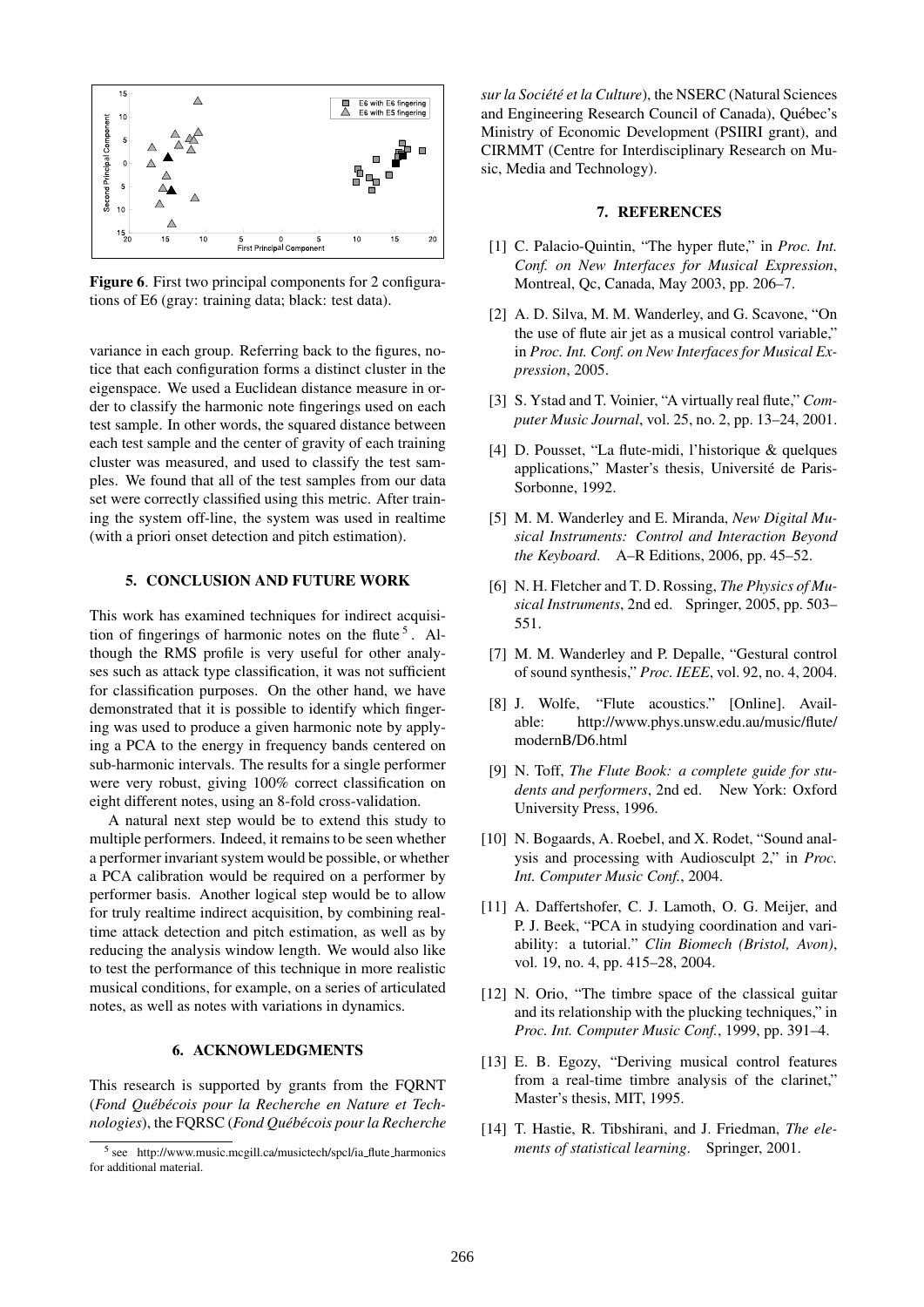15

10

5

0

5

10

15

20 15 10 5 0 5 10 15 20

Second Principal Component

First Principal Component

E6 with E6 fingering

E6 with E5 fingering

**Figure 6**. First two principal components for 2 configurations of E6 (gray: training data; black: test data).

variance in each group. Referring back to the figures, notice that each configuration forms a distinct cluster in the eigenspace. We used a Euclidean distance measure in order to classify the harmonic note fingerings used on each test sample. In other words, the squared distance between each test sample and the center of gravity of each training cluster was measured, and used to classify the test samples. We found that all of the test samples from our data set were correctly classified using this metric. After training the system off-line, the system was used in realtime (with a priori onset detection and pitch estimation).

## 5. CONCLUSION AND FUTURE WORK

This work has examined techniques for indirect acquisition of fingerings of harmonic notes on the flute [5]. Although the RMS profile is very useful for other analyses such as attack type classification, it was not sufficient for classification purposes. On the other hand, we have demonstrated that it is possible to identify which fingering was used to produce a given harmonic note by applying a PCA to the energy in frequency bands centered on sub-harmonic intervals. The results for a single performer were very robust, giving 100% correct classification on eight different notes, using an 8-fold cross-validation.

A natural next step would be to extend this study to multiple performers. Indeed, it remains to be seen whether a performer invariant system would be possible, or whether a PCA calibration would be required on a performer by performer basis. Another logical step would be to allow for truly realtime indirect acquisition, by combining realtime attack detection and pitch estimation, as well as by reducing the analysis window length. We would also like to test the performance of this technique in more realistic musical conditions, for example, on a series of articulated notes, as well as notes with variations in dynamics.

## 6. ACKNOWLEDGMENTS

This research is supported by grants from the FQRNT (*Fond Québécois pour la Recherche en Nature et Technologies*), the FQRSC (*Fond Québécois pour la Recherche sur la Société et la Culture*), the NSERC (Natural Sciences and Engineering Research Council of Canada), Québec's Ministry of Economic Development (PSIIRI grant), and CIRMMT (Centre for Interdisciplinary Research on Music, Media and Technology).

[5] see http://www.music.mcgill.ca/musictech/spcl/ia_flute_harmonics for additional material.

## 7. REFERENCES

[1] C. Palacio-Quintin, "The hyper flute," in *Proc. Int. Conf. on New Interfaces for Musical Expression*, Montreal, Qc, Canada, May 2003, pp. 206–7.

[2] A. D. Silva, M. M. Wanderley, and G. Scavone, "On the use of flute air jet as a musical control variable," in *Proc. Int. Conf. on New Interfaces for Musical Expression*, 2005.

[3] S. Ystad and T. Voinier, "A virtually real flute," *Computer Music Journal*, vol. 25, no. 2, pp. 13–24, 2001.

[4] D. Pousset, "La flute-midi, l'historique & quelques applications," Master's thesis, Université de Paris-Sorbonne, 1992.

[5] M. M. Wanderley and E. Miranda, *New Digital Musical Instruments: Control and Interaction Beyond the Keyboard*. A–R Editions, 2006, pp. 45–52.

[6] N. H. Fletcher and T. D. Rossing, *The Physics of Musical Instruments*, 2nd ed. Springer, 2005, pp. 503–551.

[7] M. M. Wanderley and P. Depalle, "Gestural control of sound synthesis," *Proc. IEEE*, vol. 92, no. 4, 2004.

[8] J. Wolfe, "Flute acoustics." [Online]. Available: http://www.phys.unsw.edu.au/music/flute/modernB/D6.html

[9] N. Toff, *The Flute Book: a complete guide for students and performers*, 2nd ed. New York: Oxford University Press, 1996.

[10] N. Bogaards, A. Roebel, and X. Rodet, "Sound analysis and processing with Audiosculpt 2," in *Proc. Int. Computer Music Conf.*, 2004.

[11] A. Daffertshofer, C. J. Lamoth, O. G. Meijer, and P. J. Beek, "PCA in studying coordination and variability: a tutorial." *Clin Biomech (Bristol, Avon)*, vol. 19, no. 4, pp. 415–28, 2004.

[12] N. Orio, "The timbre space of the classical guitar and its relationship with the plucking techniques," in *Proc. Int. Computer Music Conf.*, 1999, pp. 391–4.

[13] E. B. Egozy, "Deriving musical control features from a real-time timbre analysis of the clarinet," Master's thesis, MIT, 1995.

[14] T. Hastie, R. Tibshirani, and J. Friedman, *The elements of statistical learning*. Springer, 2001.